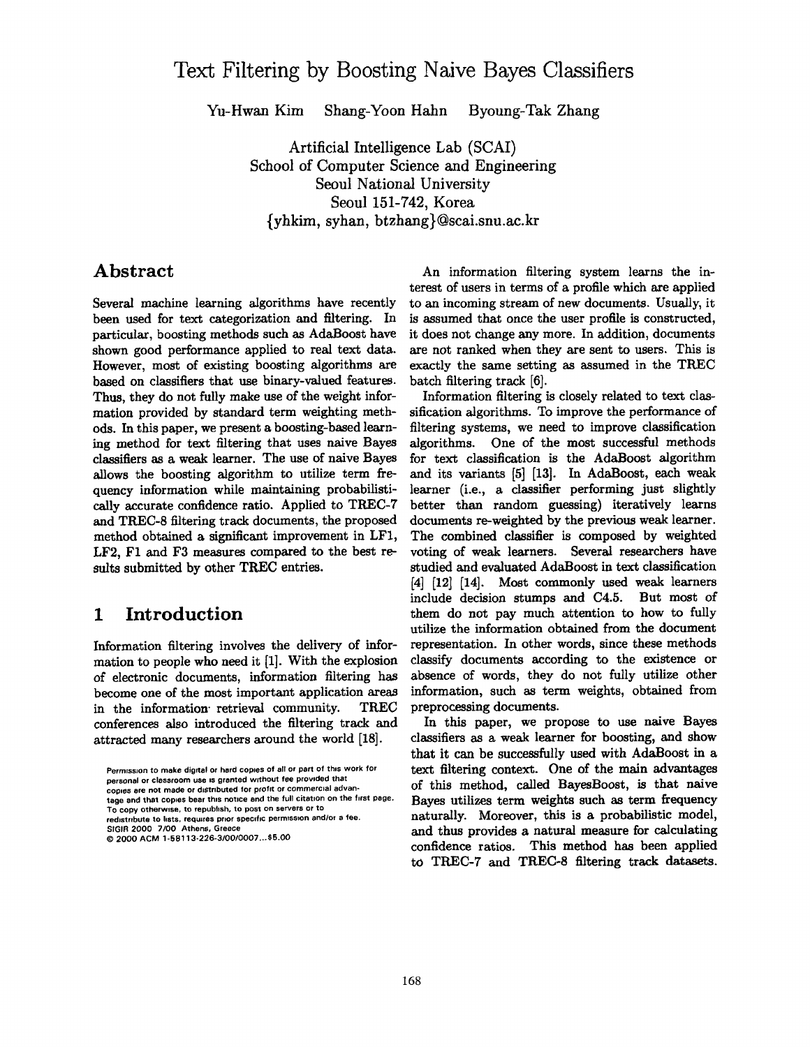# Text Filtering by Boosting Naive Bayes Classifiers

Yu-Hwan Kim   Shang-Yoon Hahn   Byoung-Tak Zhang

Artificial Intelligence Lab (SCAI)
School of Computer Science and Engineering
Seoul National University
Seoul 151-742, Korea
{yhkim, syhan, btzhang}@scai.snu.ac.kr

## Abstract

Several machine learning algorithms have recently been used for text categorization and filtering. In particular, boosting methods such as AdaBoost have shown good performance applied to real text data. However, most of existing boosting algorithms are based on classifiers that use binary-valued features. Thus, they do not fully make use of the weight information provided by standard term weighting methods. In this paper, we present a boosting-based learning method for text filtering that uses naive Bayes classifiers as a weak learner. The use of naive Bayes allows the boosting algorithm to utilize term frequency information while maintaining probabilistically accurate confidence ratio. Applied to TREC-7 and TREC-8 filtering track documents, the proposed method obtained a significant improvement in LF1, LF2, F1 and F3 measures compared to the best results submitted by other TREC entries.

## 1 Introduction

Information filtering involves the delivery of information to people who need it [1]. With the explosion of electronic documents, information filtering has become one of the most important application areas in the information retrieval community. TREC conferences also introduced the filtering track and attracted many researchers around the world [18].

Permission to make digital or hard copies of all or part of this work for personal or classroom use is granted without fee provided that copies are not made or distributed for profit or commercial advantage and that copies bear this notice and the full citation on the first page. To copy otherwise, to republish, to post on servers or to redistribute to lists, requires prior specific permission and/or a fee.
SIGIR 2000 7/00 Athens, Greece
© 2000 ACM 1-58113-226-3/00/0007...$5.00

An information filtering system learns the interest of users in terms of a profile which are applied to an incoming stream of new documents. Usually, it is assumed that once the user profile is constructed, it does not change any more. In addition, documents are not ranked when they are sent to users. This is exactly the same setting as assumed in the TREC batch filtering track [6].

Information filtering is closely related to text classification algorithms. To improve the performance of filtering systems, we need to improve classification algorithms. One of the most successful methods for text classification is the AdaBoost algorithm and its variants [5] [13]. In AdaBoost, each weak learner (i.e., a classifier performing just slightly better than random guessing) iteratively learns documents re-weighted by the previous weak learner. The combined classifier is composed by weighted voting of weak learners. Several researchers have studied and evaluated AdaBoost in text classification [4] [12] [14]. Most commonly used weak learners include decision stumps and C4.5. But most of them do not pay much attention to how to fully utilize the information obtained from the document representation. In other words, since these methods classify documents according to the existence or absence of words, they do not fully utilize other information, such as term weights, obtained from preprocessing documents.

In this paper, we propose to use naive Bayes classifiers as a weak learner for boosting, and show that it can be successfully used with AdaBoost in a text filtering context. One of the main advantages of this method, called BayesBoost, is that naive Bayes utilizes term weights such as term frequency naturally. Moreover, this is a probabilistic model, and thus provides a natural measure for calculating confidence ratios. This method has been applied to TREC-7 and TREC-8 filtering track datasets.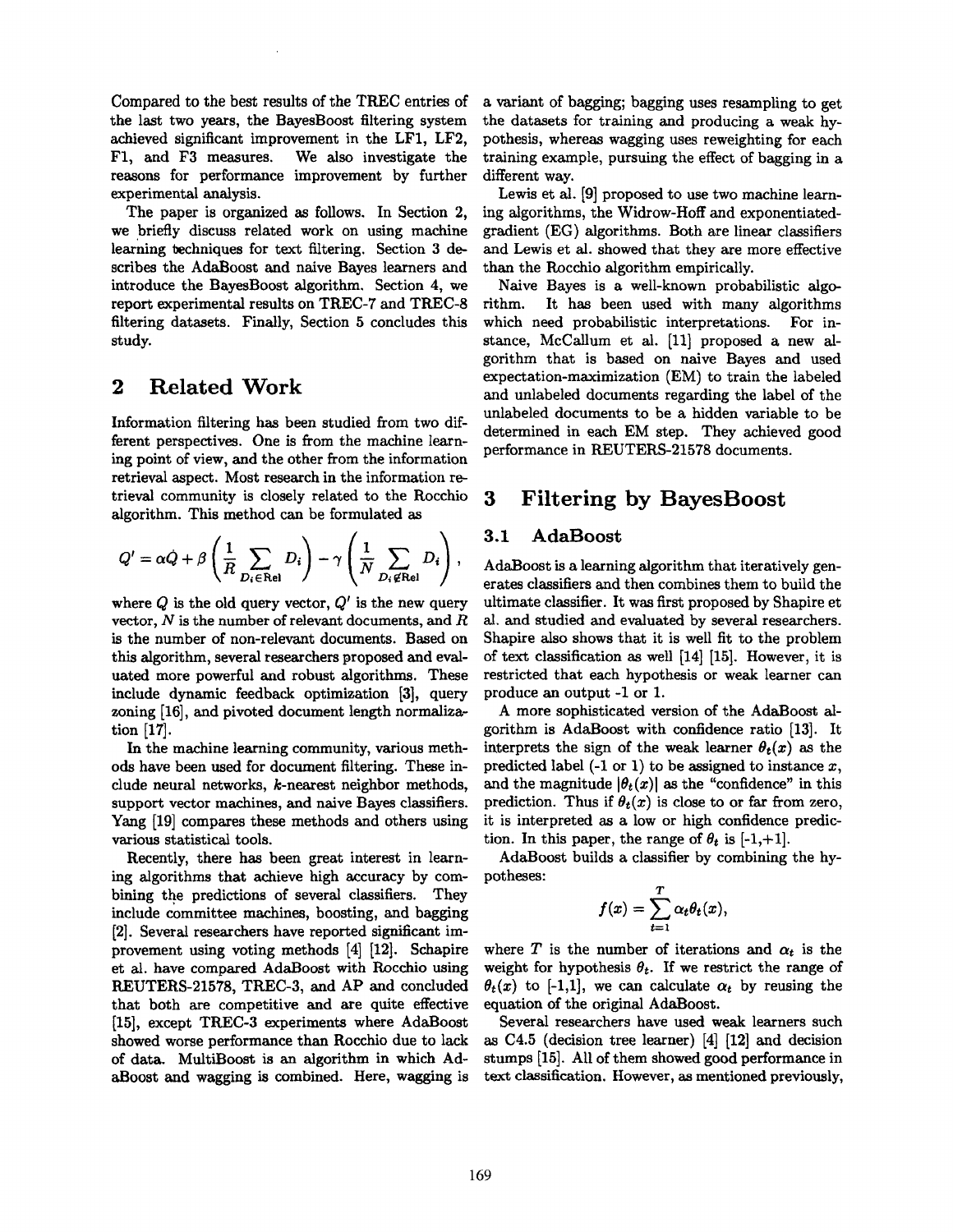Compared to the best results of the TREC entries of the last two years, the BayesBoost filtering system achieved significant improvement in the LF1, LF2, F1, and F3 measures. We also investigate the reasons for performance improvement by further experimental analysis.

The paper is organized as follows. In Section 2, we briefly discuss related work on using machine learning techniques for text filtering. Section 3 describes the AdaBoost and naive Bayes learners and introduce the BayesBoost algorithm. Section 4, we report experimental results on TREC-7 and TREC-8 filtering datasets. Finally, Section 5 concludes this study.

## 2 Related Work

Information filtering has been studied from two different perspectives. One is from the machine learning point of view, and the other from the information retrieval aspect. Most research in the information retrieval community is closely related to the Rocchio algorithm. This method can be formulated as

$$Q' = \alpha Q + \beta \left( \frac{1}{R} \sum_{D_i \in \mathrm{Rel}} D_i \right) - \gamma \left( \frac{1}{N} \sum_{D_i \notin \mathrm{Rel}} D_i \right),$$

where $Q$ is the old query vector, $Q'$ is the new query vector, $N$ is the number of relevant documents, and $R$ is the number of non-relevant documents. Based on this algorithm, several researchers proposed and evaluated more powerful and robust algorithms. These include dynamic feedback optimization [3], query zoning [16], and pivoted document length normalization [17].

In the machine learning community, various methods have been used for document filtering. These include neural networks, $k$-nearest neighbor methods, support vector machines, and naive Bayes classifiers. Yang [19] compares these methods and others using various statistical tools.

Recently, there has been great interest in learning algorithms that achieve high accuracy by combining the predictions of several classifiers. They include committee machines, boosting, and bagging [2]. Several researchers have reported significant improvement using voting methods [4] [12]. Schapire et al. have compared AdaBoost with Rocchio using REUTERS-21578, TREC-3, and AP and concluded that both are competitive and are quite effective [15], except TREC-3 experiments where AdaBoost showed worse performance than Rocchio due to lack of data. MultiBoost is an algorithm in which AdaBoost and wagging is combined. Here, wagging is a variant of bagging; bagging uses resampling to get the datasets for training and producing a weak hypothesis, whereas wagging uses reweighting for each training example, pursuing the effect of bagging in a different way.

Lewis et al. [9] proposed to use two machine learning algorithms, the Widrow-Hoff and exponentiated-gradient (EG) algorithms. Both are linear classifiers and Lewis et al. showed that they are more effective than the Rocchio algorithm empirically.

Naive Bayes is a well-known probabilistic algorithm. It has been used with many algorithms which need probabilistic interpretations. For instance, McCallum et al. [11] proposed a new algorithm that is based on naive Bayes and used expectation-maximization (EM) to train the labeled and unlabeled documents regarding the label of the unlabeled documents to be a hidden variable to be determined in each EM step. They achieved good performance in REUTERS-21578 documents.

## 3 Filtering by BayesBoost

### 3.1 AdaBoost

AdaBoost is a learning algorithm that iteratively generates classifiers and then combines them to build the ultimate classifier. It was first proposed by Shapire et al. and studied and evaluated by several researchers. Shapire also shows that it is well fit to the problem of text classification as well [14] [15]. However, it is restricted that each hypothesis or weak learner can produce an output -1 or 1.

A more sophisticated version of the AdaBoost algorithm is AdaBoost with confidence ratio [13]. It interprets the sign of the weak learner $\theta_t(x)$ as the predicted label (-1 or 1) to be assigned to instance $x$, and the magnitude $|\theta_t(x)|$ as the "confidence" in this prediction. Thus if $\theta_t(x)$ is close to or far from zero, it is interpreted as a low or high confidence prediction. In this paper, the range of $\theta_t$ is [-1,+1].

AdaBoost builds a classifier by combining the hypotheses:

$$f(x) = \sum_{t=1}^{T} \alpha_t \theta_t(x),$$

where $T$ is the number of iterations and $\alpha_t$ is the weight for hypothesis $\theta_t$. If we restrict the range of $\theta_t(x)$ to [-1,1], we can calculate $\alpha_t$ by reusing the equation of the original AdaBoost.

Several researchers have used weak learners such as C4.5 (decision tree learner) [4] [12] and decision stumps [15]. All of them showed good performance in text classification. However, as mentioned previously,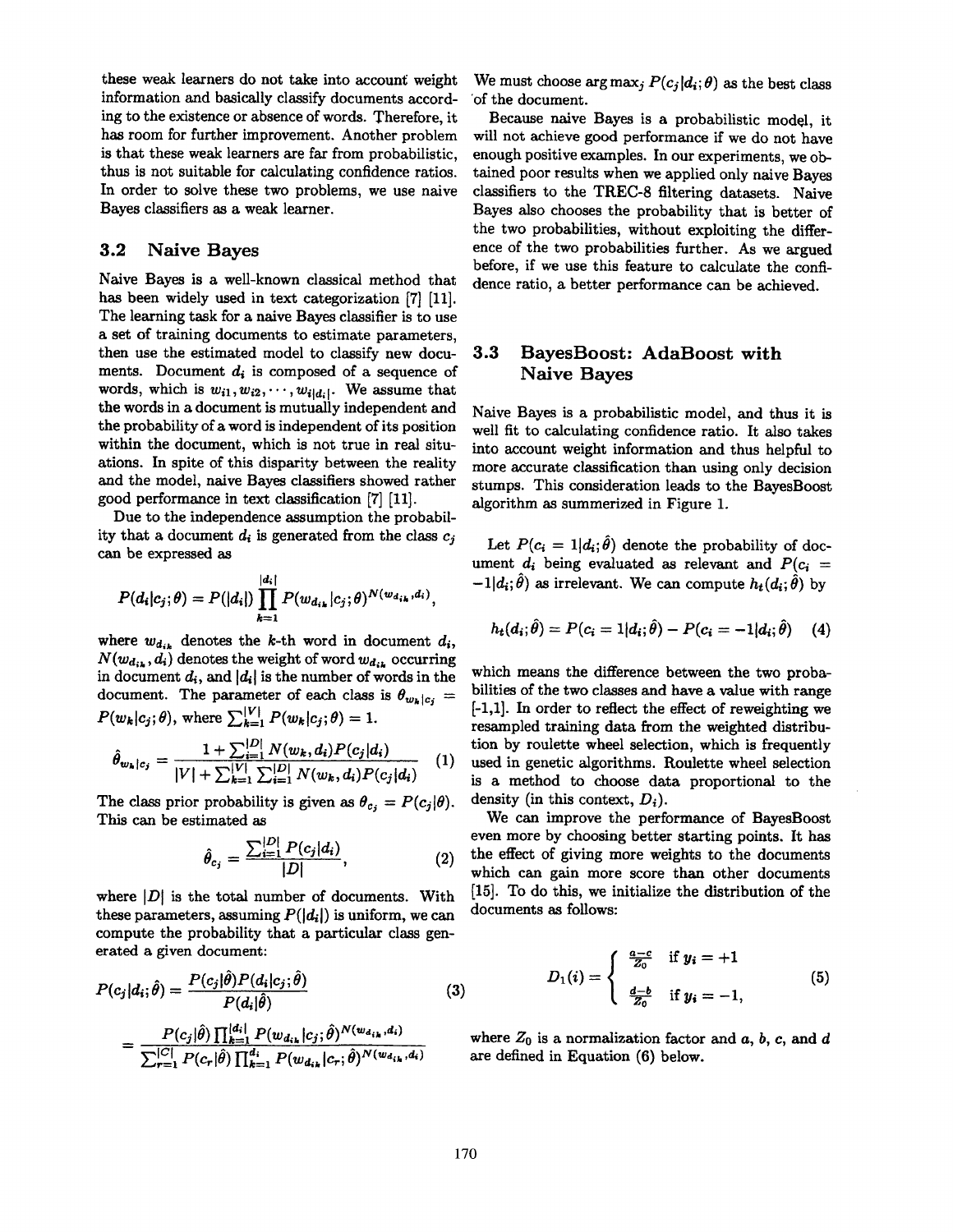these weak learners do not take into account weight information and basically classify documents according to the existence or absence of words. Therefore, it has room for further improvement. Another problem is that these weak learners are far from probabilistic, thus is not suitable for calculating confidence ratios. In order to solve these two problems, we use naive Bayes classifiers as a weak learner.

### 3.2 Naive Bayes

Naive Bayes is a well-known classical method that has been widely used in text categorization [7] [11]. The learning task for a naive Bayes classifier is to use a set of training documents to estimate parameters, then use the estimated model to classify new documents. Document $d_i$ is composed of a sequence of words, which is $w_{i1}, w_{i2}, \cdots, w_{i|d_i|}$. We assume that the words in a document is mutually independent and the probability of a word is independent of its position within the document, which is not true in real situations. In spite of this disparity between the reality and the model, naive Bayes classifiers showed rather good performance in text classification [7] [11].

Due to the independence assumption the probability that a document $d_i$ is generated from the class $c_j$ can be expressed as

$$P(d_i|c_j;\theta) = P(|d_i|) \prod_{k=1}^{|d_i|} P(w_{d_{ik}}|c_j;\theta)^{N(w_{d_{ik}}, d_i)},$$

where $w_{d_{ik}}$ denotes the $k$-th word in document $d_i$, $N(w_{d_{ik}}, d_i)$ denotes the weight of word $w_{d_{ik}}$ occurring in document $d_i$, and $|d_i|$ is the number of words in the document. The parameter of each class is $\theta_{w_k|c_j} = P(w_k|c_j;\theta)$, where $\sum_{k=1}^{|V|} P(w_k|c_j;\theta) = 1$.

$$\hat{\theta}_{w_k|c_j} = \frac{1 + \sum_{i=1}^{|D|} N(w_k, d_i) P(c_j|d_i)}{|V| + \sum_{k=1}^{|V|} \sum_{i=1}^{|D|} N(w_k, d_i) P(c_j|d_i)} \quad (1)$$

The class prior probability is given as $\theta_{c_j} = P(c_j|\theta)$. This can be estimated as

$$\hat{\theta}_{c_j} = \frac{\sum_{i=1}^{|D|} P(c_j|d_i)}{|D|}, \quad (2)$$

where $|D|$ is the total number of documents. With these parameters, assuming $P(|d_i|)$ is uniform, we can compute the probability that a particular class generated a given document:

$$P(c_j|d_i;\hat{\theta}) = \frac{P(c_j|\hat{\theta}) P(d_i|c_j;\hat{\theta})}{P(d_i|\hat{\theta})} \quad (3)$$

$$= \frac{P(c_j|\hat{\theta}) \prod_{k=1}^{|d_i|} P(w_{d_{ik}}|c_j;\hat{\theta})^{N(w_{d_{ik}}, d_i)}}{\sum_{r=1}^{|C|} P(c_r|\hat{\theta}) \prod_{k=1}^{d_i} P(w_{d_{ik}}|c_r;\hat{\theta})^{N(w_{d_{ik}}, d_i)}}$$

We must choose $\arg\max_j P(c_j|d_i;\theta)$ as the best class of the document.

Because naive Bayes is a probabilistic model, it will not achieve good performance if we do not have enough positive examples. In our experiments, we obtained poor results when we applied only naive Bayes classifiers to the TREC-8 filtering datasets. Naive Bayes also chooses the probability that is better of the two probabilities, without exploiting the difference of the two probabilities further. As we argued before, if we use this feature to calculate the confidence ratio, a better performance can be achieved.

### 3.3 BayesBoost: AdaBoost with Naive Bayes

Naive Bayes is a probabilistic model, and thus it is well fit to calculating confidence ratio. It also takes into account weight information and thus helpful to more accurate classification than using only decision stumps. This consideration leads to the BayesBoost algorithm as summerized in Figure 1.

Let $P(c_i = 1|d_i;\hat{\theta})$ denote the probability of document $d_i$ being evaluated as relevant and $P(c_i = -1|d_i;\hat{\theta})$ as irrelevant. We can compute $h_t(d_i;\hat{\theta})$ by

$$h_t(d_i;\hat{\theta}) = P(c_i = 1|d_i;\hat{\theta}) - P(c_i = -1|d_i;\hat{\theta}) \quad (4)$$

which means the difference between the two probabilities of the two classes and have a value with range [-1,1]. In order to reflect the effect of reweighting we resampled training data from the weighted distribution by roulette wheel selection, which is frequently used in genetic algorithms. Roulette wheel selection is a method to choose data proportional to the density (in this context, $D_i$).

We can improve the performance of BayesBoost even more by choosing better starting points. It has the effect of giving more weights to the documents which can gain more score than other documents [15]. To do this, we initialize the distribution of the documents as follows:

$$D_1(i) = \begin{cases} \frac{a-c}{Z_0} & \text{if } y_i = +1 \\ \frac{d-b}{Z_0} & \text{if } y_i = -1, \end{cases} \quad (5)$$

where $Z_0$ is a normalization factor and $a$, $b$, $c$, and $d$ are defined in Equation (6) below.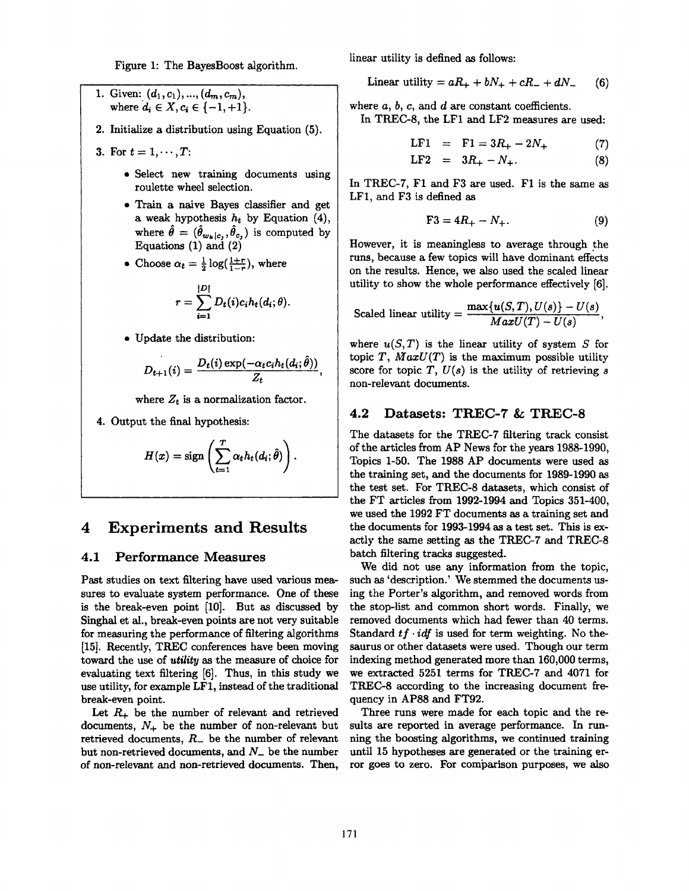Figure 1: The BayesBoost algorithm.

1. Given: $(d_1, c_1), ..., (d_m, c_m)$, where $d_i \in X, c_i \in \{-1, +1\}$.
2. Initialize a distribution using Equation (5).
3. For $t = 1, \cdots, T$:
   - Select new training documents using roulette wheel selection.
   - Train a naive Bayes classifier and get a weak hypothesis $h_t$ by Equation (4), where $\hat{\theta} = (\hat{\theta}_{w_k|c_j}, \hat{\theta}_{c_j})$ is computed by Equations (1) and (2)
   - Choose $\alpha_t = \frac{1}{2}\log(\frac{1+r}{1-r})$, where
   $$r = \sum_{i=1}^{|D|} D_t(i) c_i h_t(d_i; \theta).$$
   - Update the distribution:
   $$D_{t+1}(i) = \frac{D_t(i)\exp(-\alpha_t c_i h_t(d_i; \hat{\theta}))}{Z_t},$$
   where $Z_t$ is a normalization factor.
4. Output the final hypothesis:
$$H(x) = \text{sign}\left(\sum_{t=1}^{T} \alpha_t h_t(d_i; \hat{\theta})\right).$$

# 4 Experiments and Results

## 4.1 Performance Measures

Past studies on text filtering have used various measures to evaluate system performance. One of these is the break-even point [10]. But as discussed by Singhal et al., break-even points are not very suitable for measuring the performance of filtering algorithms [15]. Recently, TREC conferences have been moving toward the use of ***utility*** as the measure of choice for evaluating text filtering [6]. Thus, in this study we use utility, for example LF1, instead of the traditional break-even point.

Let $R_+$ be the number of relevant and retrieved documents, $N_+$ be the number of non-relevant but retrieved documents, $R_-$ be the number of relevant but non-retrieved documents, and $N_-$ be the number of non-relevant and non-retrieved documents. Then, linear utility is defined as follows:

$$\text{Linear utility} = aR_+ + bN_+ + cR_- + dN_- \quad (6)$$

where $a$, $b$, $c$, and $d$ are constant coefficients.

In TREC-8, the LF1 and LF2 measures are used:

$$\text{LF1} = \text{F1} = 3R_+ - 2N_+ \quad (7)$$

$$\text{LF2} = 3R_+ - N_+. \quad (8)$$

In TREC-7, F1 and F3 are used. F1 is the same as LF1, and F3 is defined as

$$\text{F3} = 4R_+ - N_+. \quad (9)$$

However, it is meaningless to average through the runs, because a few topics will have dominant effects on the results. Hence, we also used the scaled linear utility to show the whole performance effectively [6].

$$\text{Scaled linear utility} = \frac{\max\{u(S,T), U(s)\} - U(s)}{MaxU(T) - U(s)},$$

where $u(S,T)$ is the linear utility of system $S$ for topic $T$, $MaxU(T)$ is the maximum possible utility score for topic $T$, $U(s)$ is the utility of retrieving $s$ non-relevant documents.

## 4.2 Datasets: TREC-7 & TREC-8

The datasets for the TREC-7 filtering track consist of the articles from AP News for the years 1988-1990, Topics 1-50. The 1988 AP documents were used as the training set, and the documents for 1989-1990 as the test set. For TREC-8 datasets, which consist of the FT articles from 1992-1994 and Topics 351-400, we used the 1992 FT documents as a training set and the documents for 1993-1994 as a test set. This is exactly the same setting as the TREC-7 and TREC-8 batch filtering tracks suggested.

We did not use any information from the topic, such as 'description.' We stemmed the documents using the Porter's algorithm, and removed words from the stop-list and common short words. Finally, we removed documents which had fewer than 40 terms. Standard $tf \cdot idf$ is used for term weighting. No thesaurus or other datasets were used. Though our term indexing method generated more than 160,000 terms, we extracted 5251 terms for TREC-7 and 4071 for TREC-8 according to the increasing document frequency in AP88 and FT92.

Three runs were made for each topic and the results are reported in average performance. In running the boosting algorithms, we continued training until 15 hypotheses are generated or the training error goes to zero. For comparison purposes, we also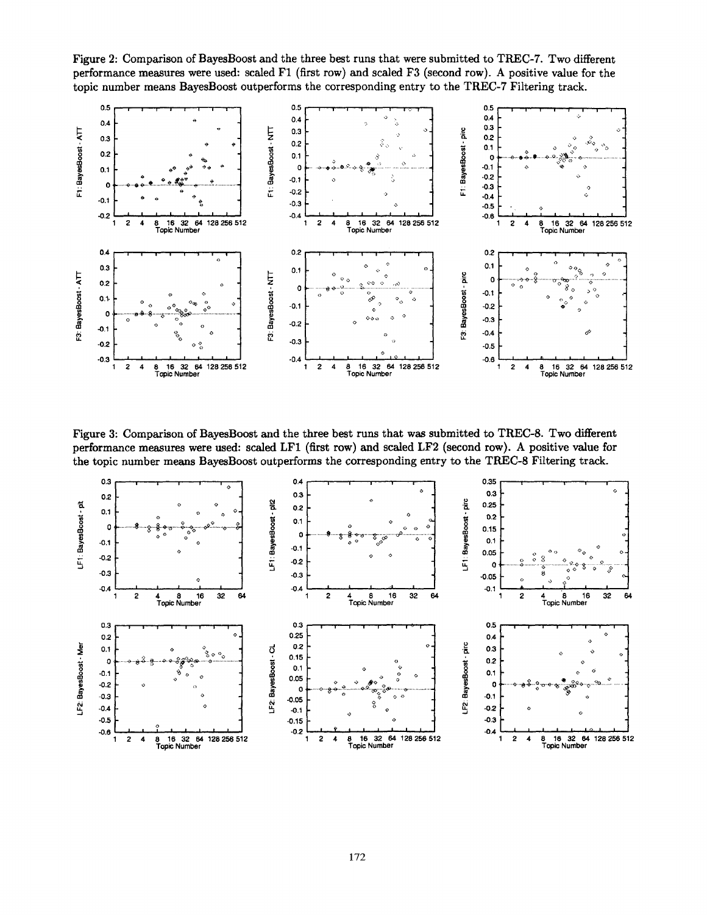Figure 2: Comparison of BayesBoost and the three best runs that were submitted to TREC-7. Two different performance measures were used: scaled F1 (first row) and scaled F3 (second row). A positive value for the topic number means BayesBoost outperforms the corresponding entry to the TREC-7 Filtering track.

Figure 3: Comparison of BayesBoost and the three best runs that was submitted to TREC-8. Two different performance measures were used: scaled LF1 (first row) and scaled LF2 (second row). A positive value for the topic number means BayesBoost outperforms the corresponding entry to the TREC-8 Filtering track.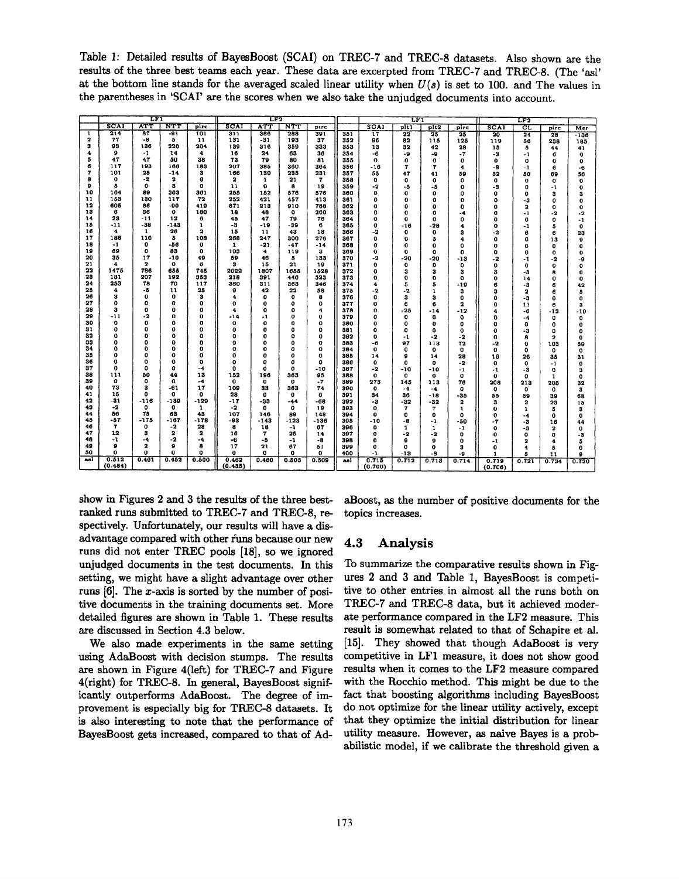Table 1: Detailed results of BayesBoost (SCAI) on TREC-7 and TREC-8 datasets. Also shown are the results of the three best teams each year. These data are excerpted from TREC-7 and TREC-8. (The 'asl' at the bottom line stands for the averaged scaled linear utility when $U(s)$ is set to 100. and The values in the parentheses in 'SCAI' are the scores when we also take the unjudged documents into account.

| | LF1 | | | | LF2 | | | | | LF1 | | | | LF2 | | | |
|---|---|---|---|---|---|---|---|---|---|---|---|---|---|---|---|---|---|
| | SCAI | ATT | NTT | pirc | SCAI | ATT | NTT | pirc | | SCAI | plt1 | plt2 | pirc | SCAI | CL | pirc | Mer |
| 1 | 214 | 87 | -91 | 101 | 311 | 386 | 288 | 391 | 351 | 17 | 22 | 25 | 25 | 20 | 24 | 28 | -136 |
| 2 | 77 | -8 | 5 | 11 | 131 | -31 | 193 | 37 | 352 | 96 | 82 | 115 | 125 | 119 | 56 | 238 | 185 |
| 3 | 93 | 136 | 220 | 204 | 139 | 316 | 359 | 333 | 353 | 13 | 32 | 42 | 28 | 15 | 5 | 44 | 41 |
| 4 | 9 | -1 | 14 | 4 | 16 | 24 | 63 | 36 | 354 | -6 | -9 | -9 | -7 | -3 | -1 | 6 | 0 |
| 5 | 47 | 47 | 50 | 38 | 73 | 79 | 80 | 81 | 355 | 0 | 0 | 0 | 0 | 0 | 0 | 0 | 0 |
| 6 | 117 | 193 | 166 | 183 | 207 | 385 | 360 | 364 | 356 | -16 | 7 | 7 | 4 | -8 | -1 | 6 | -6 |
| 7 | 101 | 25 | -14 | 3 | 166 | 130 | 235 | 231 | 357 | 55 | 47 | 41 | 59 | 52 | 50 | 69 | 56 |
| 8 | 0 | -2 | 2 | 6 | 2 | 1 | 21 | 7 | 358 | 0 | 0 | 0 | 0 | 0 | 0 | 0 | 0 |
| 9 | 5 | 0 | 3 | 0 | 11 | 0 | 8 | 19 | 359 | -2 | -5 | -5 | 0 | -3 | 0 | -1 | 0 |
| 10 | 164 | 89 | 363 | 361 | 255 | 152 | 576 | 576 | 360 | 0 | 0 | 0 | 0 | 0 | 0 | 3 | 3 |
| 11 | 153 | 130 | 117 | 72 | 252 | 421 | 457 | 413 | 361 | 0 | 0 | 0 | 0 | 0 | -3 | 0 | 0 |
| 12 | 605 | 86 | -90 | 419 | 871 | 213 | 910 | 788 | 362 | 0 | 0 | 0 | 0 | 0 | 2 | 0 | 0 |
| 13 | 6 | 36 | 0 | 180 | 18 | 48 | 0 | 260 | 363 | 0 | 0 | 0 | -4 | 0 | -1 | -2 | -2 |
| 14 | 23 | -11 | 12 | 6 | 45 | 47 | 79 | 76 | 364 | 0 | 0 | 0 | 0 | 0 | 0 | 0 | -1 |
| 15 | -11 | -38 | -143 | 1 | -3 | -19 | -39 | 6 | 365 | 0 | -16 | -28 | 4 | 0 | -1 | 5 | 0 |
| 16 | 4 | 1 | 26 | 2 | 15 | 11 | 43 | 18 | 366 | -2 | 0 | 0 | 3 | -2 | 6 | 6 | 23 |
| 17 | 188 | 110 | 5 | 108 | 268 | 247 | 300 | 276 | 367 | 0 | 0 | 5 | 4 | 0 | 0 | 13 | 9 |
| 18 | -1 | 0 | -56 | 0 | 1 | -21 | -47 | -14 | 368 | 0 | 0 | 0 | 0 | 0 | 0 | 0 | 0 |
| 19 | 69 | 0 | 83 | 0 | 103 | 4 | 119 | 3 | 369 | 0 | 0 | 0 | 0 | 0 | 0 | 0 | 0 |
| 20 | 35 | 17 | -10 | 49 | 59 | 46 | 5 | 133 | 370 | -2 | -20 | -20 | -13 | -2 | -1 | -2 | -9 |
| 21 | 4 | 2 | 0 | 6 | 3 | 15 | 21 | 19 | 371 | 0 | 0 | 0 | 0 | 0 | 0 | 0 | 0 |
| 22 | 1475 | 786 | 655 | 745 | 2022 | 1807 | 1655 | 1526 | 372 | 0 | 3 | 3 | 3 | 3 | -3 | 8 | 0 |
| 23 | 131 | 207 | 192 | 353 | 218 | 391 | 446 | 523 | 373 | 0 | 0 | 0 | 0 | 0 | 14 | 0 | 0 |
| 24 | 253 | 78 | 70 | 117 | 360 | 311 | 363 | 346 | 374 | 4 | 5 | 5 | -19 | 6 | -3 | 6 | 42 |
| 25 | 4 | -5 | 11 | 25 | 9 | 42 | 22 | 58 | 375 | -2 | -2 | 1 | 3 | 3 | 2 | 6 | 5 |
| 26 | 3 | 0 | 0 | 3 | 4 | 0 | 0 | 8 | 376 | 0 | 3 | 3 | 0 | 0 | -3 | 0 | 0 |
| 27 | 0 | 0 | 0 | 0 | 0 | 0 | 0 | 0 | 377 | 0 | 6 | 6 | 2 | 0 | 11 | 6 | 3 |
| 28 | 3 | 0 | 0 | 0 | 4 | 0 | 0 | 4 | 378 | 0 | -25 | -14 | -12 | 4 | -6 | -12 | -19 |
| 29 | -11 | -2 | 0 | 0 | -14 | -1 | 0 | 0 | 379 | 0 | 0 | 0 | 0 | 0 | -4 | 0 | 0 |
| 30 | 0 | 0 | 0 | 0 | 0 | 0 | 0 | 0 | 380 | 0 | 0 | 0 | 0 | 0 | 0 | 0 | 0 |
| 31 | 0 | 0 | 0 | 0 | 0 | 0 | 0 | 0 | 381 | 0 | 0 | 0 | 0 | 0 | -3 | 0 | 0 |
| 32 | 0 | 0 | 0 | 0 | 0 | 0 | 0 | 0 | 382 | 0 | -1 | -2 | -2 | 0 | 8 | 2 | 0 |
| 33 | 0 | 0 | 0 | 0 | 0 | 0 | 0 | 0 | 383 | -6 | 97 | 113 | 72 | -2 | 0 | 103 | 59 |
| 34 | 0 | 0 | 0 | 0 | 0 | 0 | 0 | 0 | 384 | 0 | 0 | 0 | 0 | 0 | 0 | 0 | 0 |
| 35 | 0 | 0 | 0 | 0 | 0 | 0 | 0 | 0 | 385 | 14 | 9 | 14 | 28 | 16 | 26 | 35 | 31 |
| 36 | 0 | 0 | 0 | 0 | 0 | 0 | 0 | 0 | 386 | 0 | 0 | 0 | -2 | 0 | 0 | -1 | 0 |
| 37 | 0 | 0 | 0 | -4 | 0 | 0 | 0 | -10 | 387 | -2 | -10 | -10 | -1 | -1 | -3 | 0 | 3 |
| 38 | 111 | 50 | 44 | 13 | 152 | 196 | 363 | 95 | 388 | 0 | 0 | 0 | 0 | 0 | 0 | 1 | 0 |
| 39 | 0 | 0 | 0 | -4 | 0 | 0 | 0 | -7 | 389 | 273 | 145 | 113 | 76 | 208 | 213 | 208 | 32 |
| 40 | 73 | 3 | -61 | 17 | 109 | 33 | 363 | 74 | 390 | 0 | -4 | -4 | 0 | 0 | 0 | 0 | 3 |
| 41 | 15 | 0 | 0 | 0 | 28 | 0 | 0 | 0 | 391 | 34 | 36 | -16 | -35 | 55 | 59 | 39 | 68 |
| 42 | -31 | -116 | -199 | -129 | -17 | -33 | -44 | -68 | 392 | -3 | -32 | -32 | 2 | 3 | 2 | 23 | 15 |
| 43 | -2 | 0 | 0 | 1 | -2 | 0 | 0 | 19 | 393 | 0 | 7 | 7 | 1 | 0 | 1 | 5 | 3 |
| 44 | 56 | 75 | 63 | 43 | 107 | 146 | 89 | 148 | 394 | 0 | 0 | 0 | 0 | 0 | -4 | 0 | 0 |
| 45 | -57 | -175 | -167 | -178 | -93 | -143 | -123 | -136 | 395 | -10 | -8 | -1 | -50 | -7 | -3 | 16 | 44 |
| 46 | 7 | 0 | -2 | 28 | 8 | 18 | -1 | 67 | 396 | 0 | 1 | 1 | -1 | 0 | -3 | 2 | 0 |
| 47 | 12 | 3 | 2 | 2 | 16 | 7 | 25 | 14 | 397 | 0 | -2 | -2 | 0 | 0 | 0 | 0 | -3 |
| 48 | -1 | -4 | -2 | -4 | -6 | -5 | -1 | -8 | 398 | 0 | 9 | 9 | 0 | -1 | 2 | 4 | 5 |
| 49 | 9 | 2 | 9 | 8 | 17 | 21 | 67 | 51 | 399 | 0 | 0 | 0 | 3 | 0 | 4 | 5 | 0 |
| 50 | 0 | 0 | 0 | 0 | 0 | 0 | 0 | 0 | 400 | -1 | -13 | -8 | -9 | 1 | 5 | 11 | 9 |
| asl | 0.512 (0.484) | 0.461 | 0.452 | 0.500 | 0.462 (0.435) | 0.460 | 0.505 | 0.509 | asl | 0.715 (0.700) | 0.712 | 0.713 | 0.714 | 0.719 (0.706) | 0.721 | 0.734 | 0.720 |

show in Figures 2 and 3 the results of the three best-ranked runs submitted to TREC-7 and TREC-8, respectively. Unfortunately, our results will have a disadvantage compared with other runs because our new runs did not enter TREC pools [18], so we ignored unjudged documents in the test documents. In this setting, we might have a slight advantage over other runs [6]. The $x$-axis is sorted by the number of positive documents in the training documents set. More detailed figures are shown in Table 1. These results are discussed in Section 4.3 below.

We also made experiments in the same setting using AdaBoost with decision stumps. The results are shown in Figure 4(left) for TREC-7 and Figure 4(right) for TREC-8. In general, BayesBoost significantly outperforms AdaBoost. The degree of improvement is especially big for TREC-8 datasets. It is also interesting to note that the performance of BayesBoost gets increased, compared to that of AdaBoost, as the number of positive documents for the topics increases.

## 4.3 Analysis

To summarize the comparative results shown in Figures 2 and 3 and Table 1, BayesBoost is competitive to other entries in almost all the runs both on TREC-7 and TREC-8 data, but it achieved moderate performance compared in the LF2 measure. This result is somewhat related to that of Schapire et al. [15]. They showed that though AdaBoost is very competitive in LF1 measure, it does not show good results when it comes to the LF2 measure compared with the Rocchio method. This might be due to the fact that boosting algorithms including BayesBoost do not optimize for the linear utility actively, except that they optimize the initial distribution for linear utility measure. However, as naive Bayes is a probabilistic model, if we calibrate the threshold given a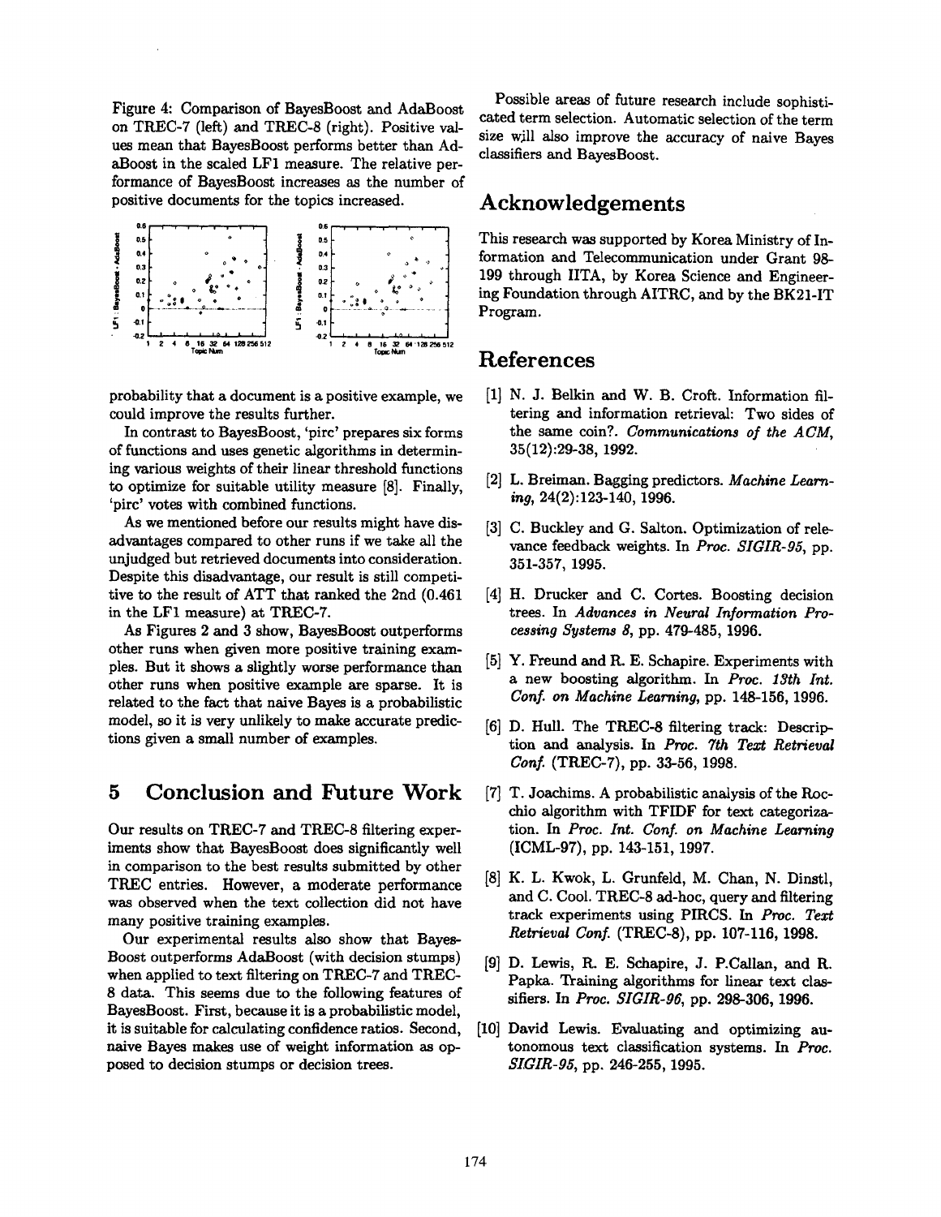Figure 4: Comparison of BayesBoost and AdaBoost on TREC-7 (left) and TREC-8 (right). Positive values mean that BayesBoost performs better than AdaBoost in the scaled LF1 measure. The relative performance of BayesBoost increases as the number of positive documents for the topics increased.

probability that a document is a positive example, we could improve the results further.

In contrast to BayesBoost, 'pirc' prepares six forms of functions and uses genetic algorithms in determining various weights of their linear threshold functions to optimize for suitable utility measure [8]. Finally, 'pirc' votes with combined functions.

As we mentioned before our results might have disadvantages compared to other runs if we take all the unjudged but retrieved documents into consideration. Despite this disadvantage, our result is still competitive to the result of ATT that ranked the 2nd (0.461 in the LF1 measure) at TREC-7.

As Figures 2 and 3 show, BayesBoost outperforms other runs when given more positive training examples. But it shows a slightly worse performance than other runs when positive example are sparse. It is related to the fact that naive Bayes is a probabilistic model, so it is very unlikely to make accurate predictions given a small number of examples.

## 5 Conclusion and Future Work

Our results on TREC-7 and TREC-8 filtering experiments show that BayesBoost does significantly well in comparison to the best results submitted by other TREC entries. However, a moderate performance was observed when the text collection did not have many positive training examples.

Our experimental results also show that BayesBoost outperforms AdaBoost (with decision stumps) when applied to text filtering on TREC-7 and TREC-8 data. This seems due to the following features of BayesBoost. First, because it is a probabilistic model, it is suitable for calculating confidence ratios. Second, naive Bayes makes use of weight information as opposed to decision stumps or decision trees.

Possible areas of future research include sophisticated term selection. Automatic selection of the term size will also improve the accuracy of naive Bayes classifiers and BayesBoost.

## Acknowledgements

This research was supported by Korea Ministry of Information and Telecommunication under Grant 98-199 through IITA, by Korea Science and Engineering Foundation through AITRC, and by the BK21-IT Program.

## References

[1] N. J. Belkin and W. B. Croft. Information filtering and information retrieval: Two sides of the same coin?. *Communications of the ACM*, 35(12):29-38, 1992.

[2] L. Breiman. Bagging predictors. *Machine Learning*, 24(2):123-140, 1996.

[3] C. Buckley and G. Salton. Optimization of relevance feedback weights. In *Proc. SIGIR-95*, pp. 351-357, 1995.

[4] H. Drucker and C. Cortes. Boosting decision trees. In *Advances in Neural Information Processing Systems 8*, pp. 479-485, 1996.

[5] Y. Freund and R. E. Schapire. Experiments with a new boosting algorithm. In *Proc. 13th Int. Conf. on Machine Learning*, pp. 148-156, 1996.

[6] D. Hull. The TREC-8 filtering track: Description and analysis. In *Proc. 7th Text Retrieval Conf.* (TREC-7), pp. 33-56, 1998.

[7] T. Joachims. A probabilistic analysis of the Rocchio algorithm with TFIDF for text categorization. In *Proc. Int. Conf. on Machine Learning* (ICML-97), pp. 143-151, 1997.

[8] K. L. Kwok, L. Grunfeld, M. Chan, N. Dinstl, and C. Cool. TREC-8 ad-hoc, query and filtering track experiments using PIRCS. In *Proc. Text Retrieval Conf.* (TREC-8), pp. 107-116, 1998.

[9] D. Lewis, R. E. Schapire, J. P.Callan, and R. Papka. Training algorithms for linear text classifiers. In *Proc. SIGIR-96*, pp. 298-306, 1996.

[10] David Lewis. Evaluating and optimizing autonomous text classification systems. In *Proc. SIGIR-95*, pp. 246-255, 1995.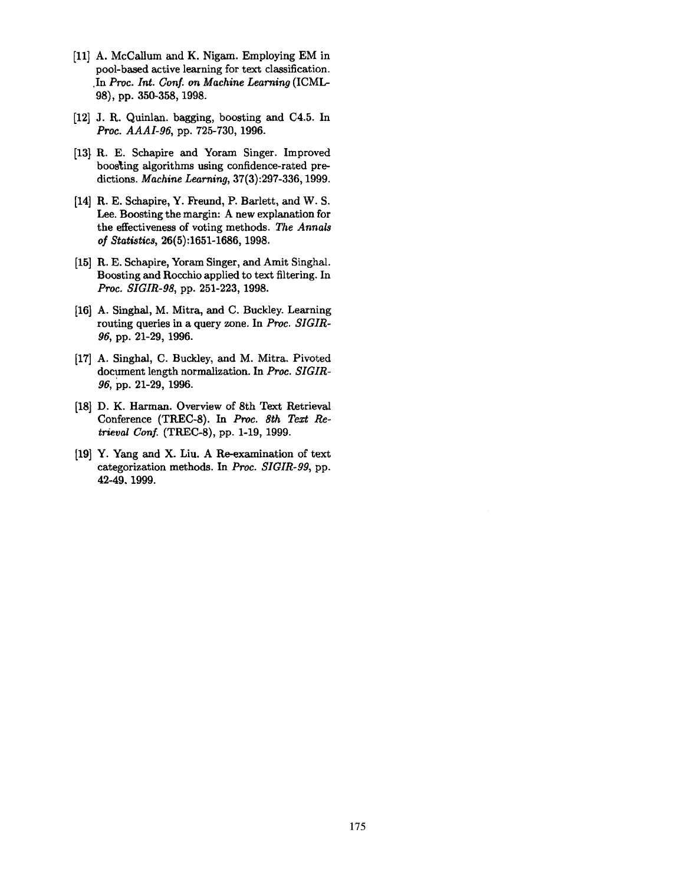[11] A. McCallum and K. Nigam. Employing EM in pool-based active learning for text classification. In *Proc. Int. Conf. on Machine Learning* (ICML-98), pp. 350-358, 1998.

[12] J. R. Quinlan. bagging, boosting and C4.5. In *Proc. AAAI-96*, pp. 725-730, 1996.

[13] R. E. Schapire and Yoram Singer. Improved boosting algorithms using confidence-rated predictions. *Machine Learning*, 37(3):297-336, 1999.

[14] R. E. Schapire, Y. Freund, P. Barlett, and W. S. Lee. Boosting the margin: A new explanation for the effectiveness of voting methods. *The Annals of Statistics*, 26(5):1651-1686, 1998.

[15] R. E. Schapire, Yoram Singer, and Amit Singhal. Boosting and Rocchio applied to text filtering. In *Proc. SIGIR-98*, pp. 251-223, 1998.

[16] A. Singhal, M. Mitra, and C. Buckley. Learning routing queries in a query zone. In *Proc. SIGIR-96*, pp. 21-29, 1996.

[17] A. Singhal, C. Buckley, and M. Mitra. Pivoted document length normalization. In *Proc. SIGIR-96*, pp. 21-29, 1996.

[18] D. K. Harman. Overview of 8th Text Retrieval Conference (TREC-8). In *Proc. 8th Text Retrieval Conf.* (TREC-8), pp. 1-19, 1999.

[19] Y. Yang and X. Liu. A Re-examination of text categorization methods. In *Proc. SIGIR-99*, pp. 42-49, 1999.